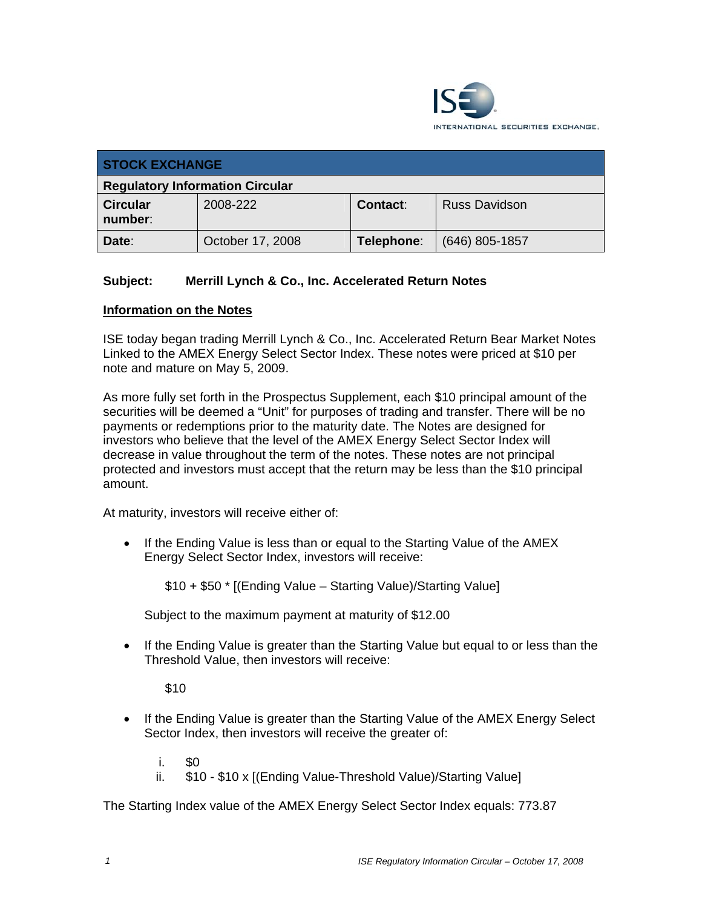ISE INTERNATIONAL SECURITIES EXCHANGE.

| STOCK EXCHANGE | | | |
|---|---|---|---|
| **Regulatory Information Circular** | | | |
| **Circular number**: | 2008-222 | **Contact**: | Russ Davidson |
| **Date**: | October 17, 2008 | **Telephone**: | (646) 805-1857 |

**Subject: Merrill Lynch & Co., Inc. Accelerated Return Notes**

## Information on the Notes

ISE today began trading Merrill Lynch & Co., Inc. Accelerated Return Bear Market Notes Linked to the AMEX Energy Select Sector Index. These notes were priced at $10 per note and mature on May 5, 2009.

As more fully set forth in the Prospectus Supplement, each $10 principal amount of the securities will be deemed a "Unit" for purposes of trading and transfer. There will be no payments or redemptions prior to the maturity date. The Notes are designed for investors who believe that the level of the AMEX Energy Select Sector Index will decrease in value throughout the term of the notes. These notes are not principal protected and investors must accept that the return may be less than the $10 principal amount.

At maturity, investors will receive either of:

- If the Ending Value is less than or equal to the Starting Value of the AMEX Energy Select Sector Index, investors will receive:

  $10 + $50 * [(Ending Value – Starting Value)/Starting Value]

  Subject to the maximum payment at maturity of $12.00

- If the Ending Value is greater than the Starting Value but equal to or less than the Threshold Value, then investors will receive:

  $10

- If the Ending Value is greater than the Starting Value of the AMEX Energy Select Sector Index, then investors will receive the greater of:

  i. $0
  ii. $10 - $10 x [(Ending Value-Threshold Value)/Starting Value]

The Starting Index value of the AMEX Energy Select Sector Index equals: 773.87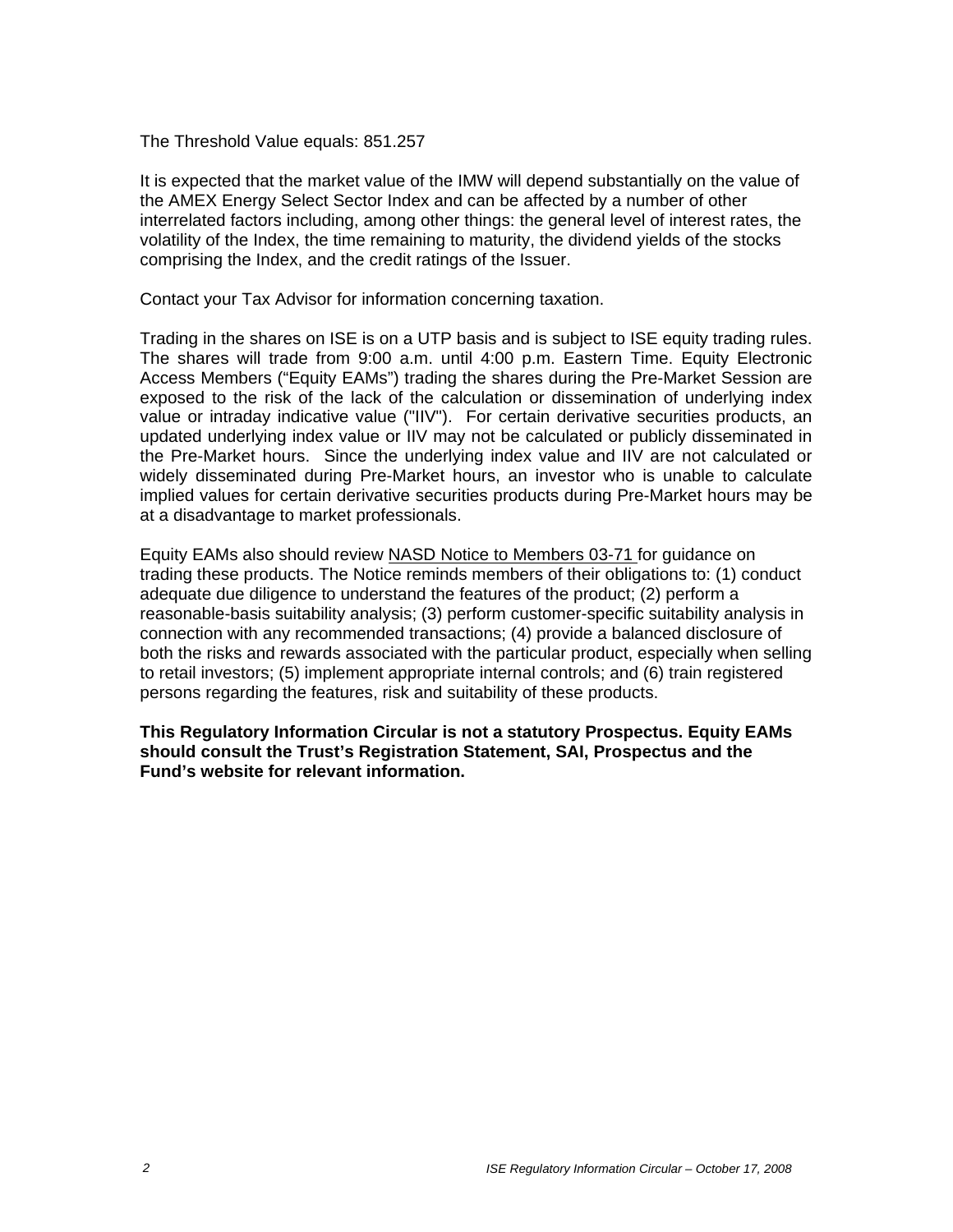The Threshold Value equals: 851.257

It is expected that the market value of the IMW will depend substantially on the value of the AMEX Energy Select Sector Index and can be affected by a number of other interrelated factors including, among other things: the general level of interest rates, the volatility of the Index, the time remaining to maturity, the dividend yields of the stocks comprising the Index, and the credit ratings of the Issuer.

Contact your Tax Advisor for information concerning taxation.

Trading in the shares on ISE is on a UTP basis and is subject to ISE equity trading rules. The shares will trade from 9:00 a.m. until 4:00 p.m. Eastern Time. Equity Electronic Access Members ("Equity EAMs") trading the shares during the Pre-Market Session are exposed to the risk of the lack of the calculation or dissemination of underlying index value or intraday indicative value ("IIV"). For certain derivative securities products, an updated underlying index value or IIV may not be calculated or publicly disseminated in the Pre-Market hours. Since the underlying index value and IIV are not calculated or widely disseminated during Pre-Market hours, an investor who is unable to calculate implied values for certain derivative securities products during Pre-Market hours may be at a disadvantage to market professionals.

Equity EAMs also should review NASD Notice to Members 03-71 for guidance on trading these products. The Notice reminds members of their obligations to: (1) conduct adequate due diligence to understand the features of the product; (2) perform a reasonable-basis suitability analysis; (3) perform customer-specific suitability analysis in connection with any recommended transactions; (4) provide a balanced disclosure of both the risks and rewards associated with the particular product, especially when selling to retail investors; (5) implement appropriate internal controls; and (6) train registered persons regarding the features, risk and suitability of these products.

**This Regulatory Information Circular is not a statutory Prospectus. Equity EAMs should consult the Trust's Registration Statement, SAI, Prospectus and the Fund's website for relevant information.**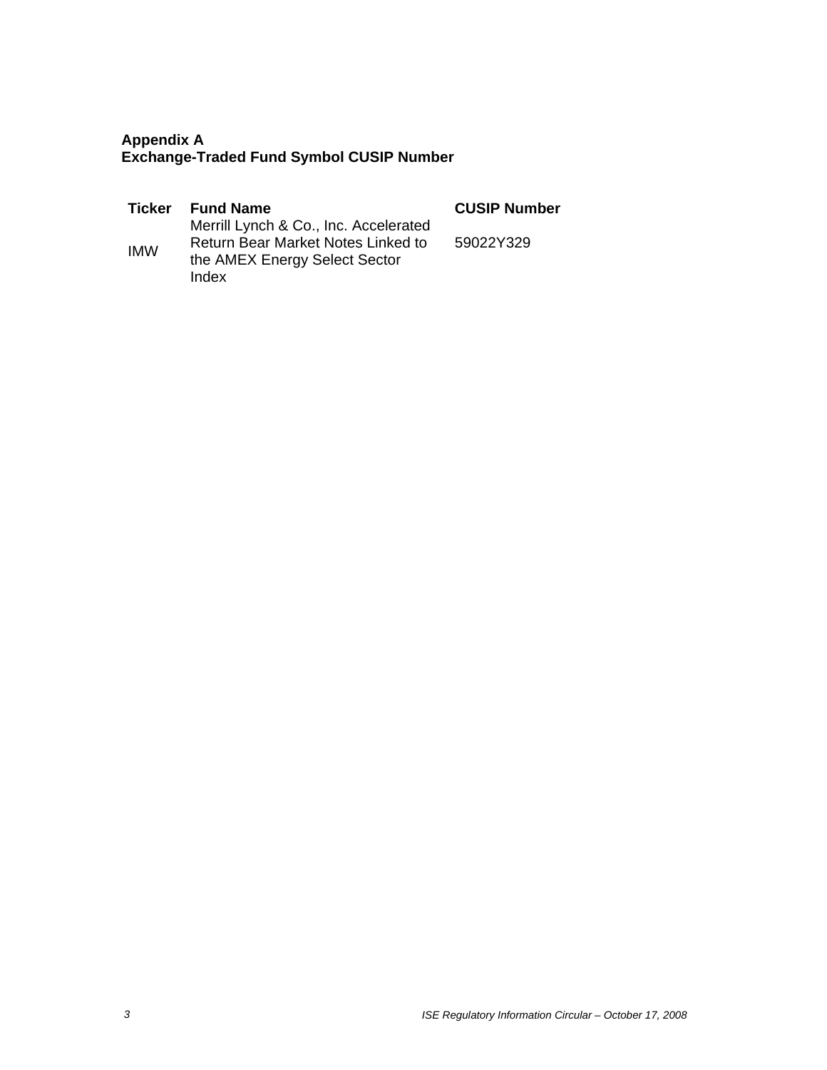**Appendix A**
**Exchange-Traded Fund Symbol CUSIP Number**

| Ticker | Fund Name | CUSIP Number |
|---|---|---|
| IMW | Merrill Lynch & Co., Inc. Accelerated Return Bear Market Notes Linked to the AMEX Energy Select Sector Index | 59022Y329 |